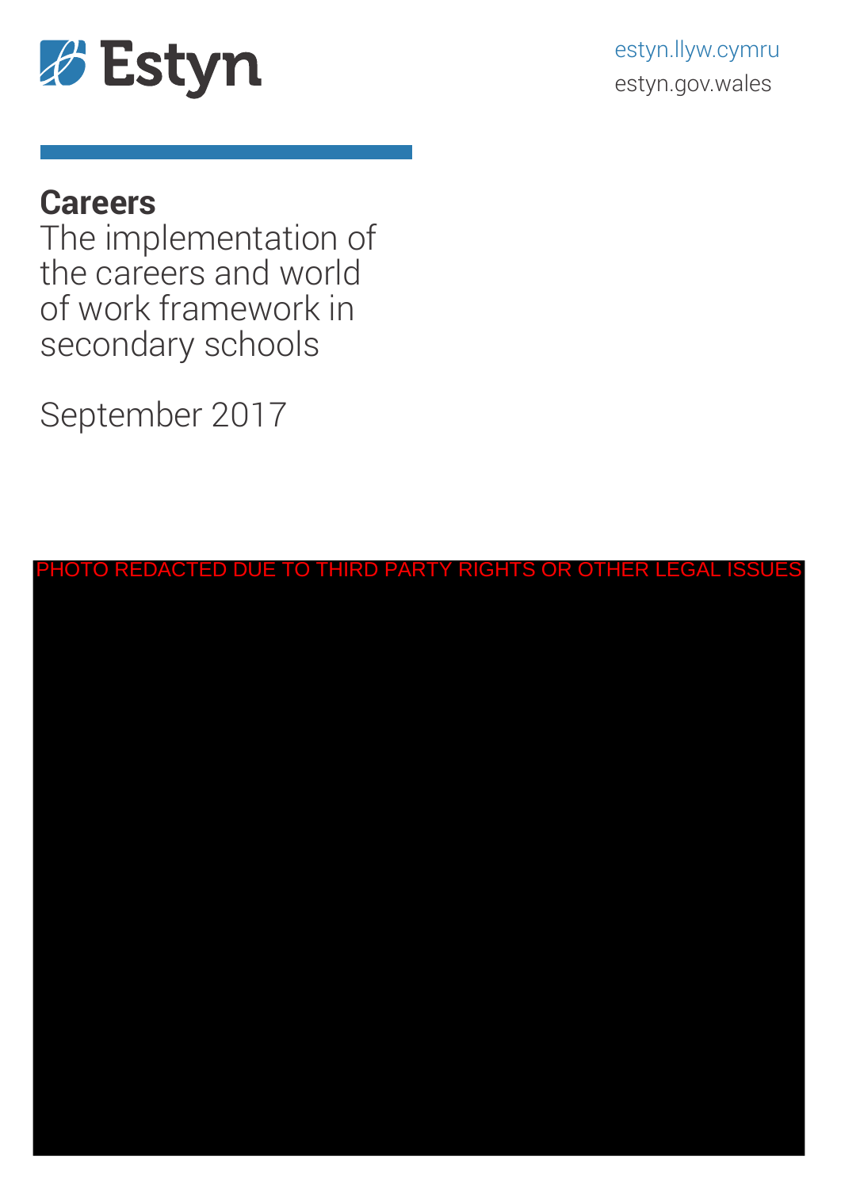Estyn

estyn.llyw.cymru
estyn.gov.wales

# Careers

## The implementation of the careers and world of work framework in secondary schools

September 2017

PHOTO REDACTED DUE TO THIRD PARTY RIGHTS OR OTHER LEGAL ISSUES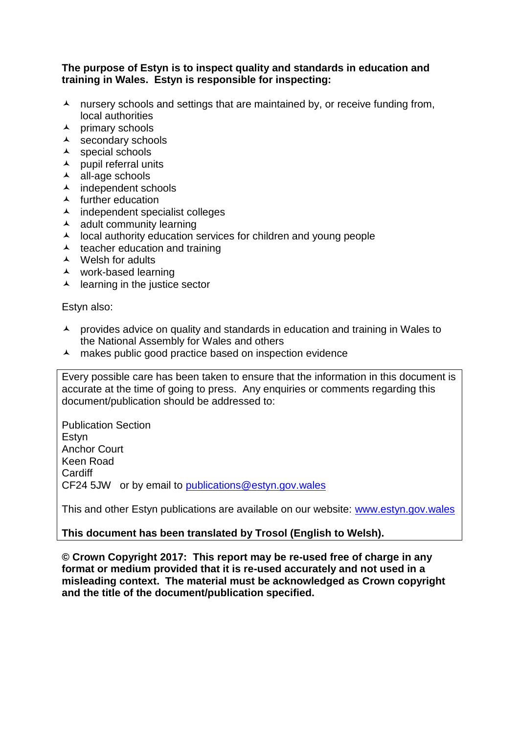**The purpose of Estyn is to inspect quality and standards in education and training in Wales. Estyn is responsible for inspecting:**

- nursery schools and settings that are maintained by, or receive funding from, local authorities
- primary schools
- secondary schools
- special schools
- pupil referral units
- all-age schools
- independent schools
- further education
- independent specialist colleges
- adult community learning
- local authority education services for children and young people
- teacher education and training
- Welsh for adults
- work-based learning
- learning in the justice sector

Estyn also:

- provides advice on quality and standards in education and training in Wales to the National Assembly for Wales and others
- makes public good practice based on inspection evidence

Every possible care has been taken to ensure that the information in this document is accurate at the time of going to press. Any enquiries or comments regarding this document/publication should be addressed to:

Publication Section
Estyn
Anchor Court
Keen Road
Cardiff
CF24 5JW or by email to [publications@estyn.gov.wales](mailto:publications@estyn.gov.wales)

This and other Estyn publications are available on our website: [www.estyn.gov.wales](http://www.estyn.gov.wales)

**This document has been translated by Trosol (English to Welsh).**

**© Crown Copyright 2017: This report may be re-used free of charge in any format or medium provided that it is re-used accurately and not used in a misleading context. The material must be acknowledged as Crown copyright and the title of the document/publication specified.**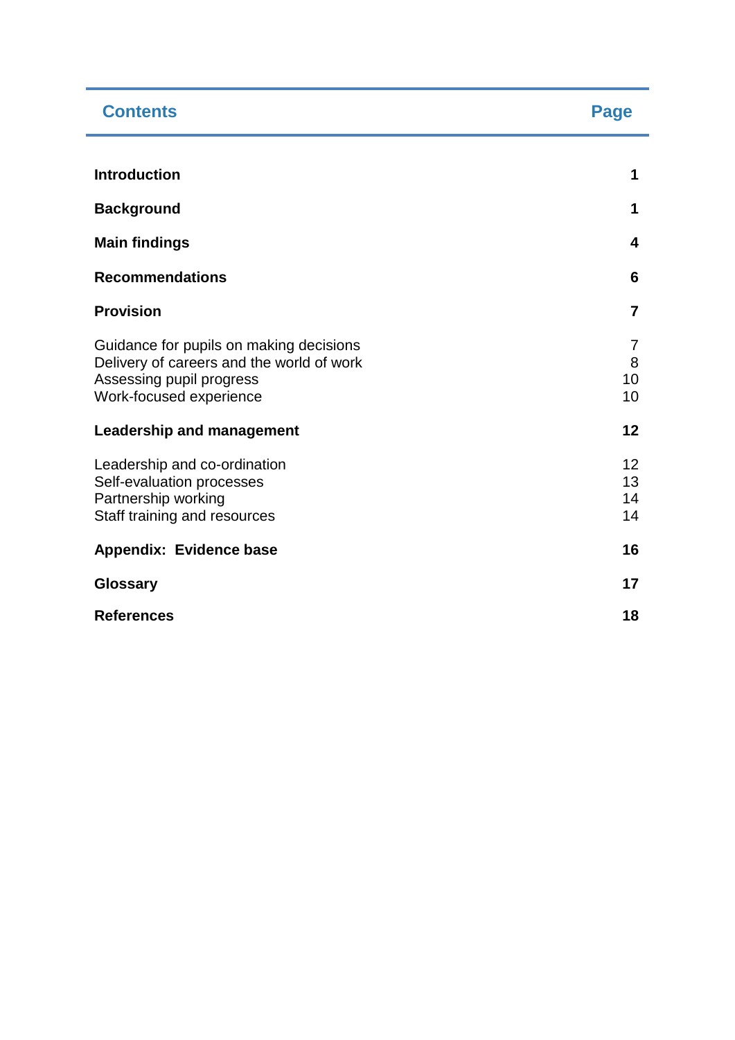| Contents | Page |
| --- | --- |
| **Introduction** | **1** |
| **Background** | **1** |
| **Main findings** | **4** |
| **Recommendations** | **6** |
| **Provision** | **7** |
| Guidance for pupils on making decisions | 7 |
| Delivery of careers and the world of work | 8 |
| Assessing pupil progress | 10 |
| Work-focused experience | 10 |
| **Leadership and management** | **12** |
| Leadership and co-ordination | 12 |
| Self-evaluation processes | 13 |
| Partnership working | 14 |
| Staff training and resources | 14 |
| **Appendix: Evidence base** | **16** |
| **Glossary** | **17** |
| **References** | **18** |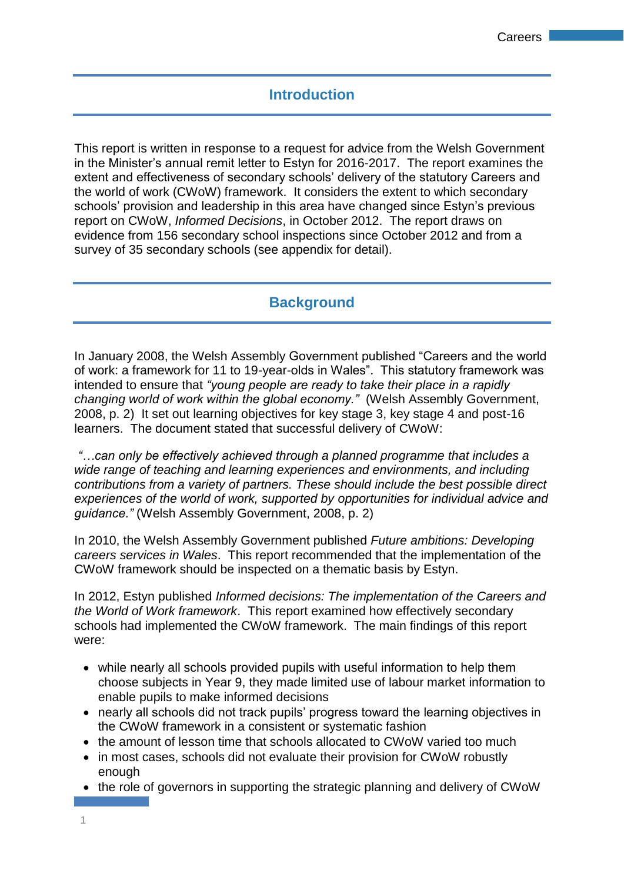## Introduction

This report is written in response to a request for advice from the Welsh Government in the Minister's annual remit letter to Estyn for 2016-2017. The report examines the extent and effectiveness of secondary schools' delivery of the statutory Careers and the world of work (CWoW) framework. It considers the extent to which secondary schools' provision and leadership in this area have changed since Estyn's previous report on CWoW, *Informed Decisions*, in October 2012. The report draws on evidence from 156 secondary school inspections since October 2012 and from a survey of 35 secondary schools (see appendix for detail).

## Background

In January 2008, the Welsh Assembly Government published "Careers and the world of work: a framework for 11 to 19-year-olds in Wales". This statutory framework was intended to ensure that *"young people are ready to take their place in a rapidly changing world of work within the global economy."* (Welsh Assembly Government, 2008, p. 2) It set out learning objectives for key stage 3, key stage 4 and post-16 learners. The document stated that successful delivery of CWoW:

*"…can only be effectively achieved through a planned programme that includes a wide range of teaching and learning experiences and environments, and including contributions from a variety of partners. These should include the best possible direct experiences of the world of work, supported by opportunities for individual advice and guidance."* (Welsh Assembly Government, 2008, p. 2)

In 2010, the Welsh Assembly Government published *Future ambitions: Developing careers services in Wales*. This report recommended that the implementation of the CWoW framework should be inspected on a thematic basis by Estyn.

In 2012, Estyn published *Informed decisions: The implementation of the Careers and the World of Work framework*. This report examined how effectively secondary schools had implemented the CWoW framework. The main findings of this report were:

- while nearly all schools provided pupils with useful information to help them choose subjects in Year 9, they made limited use of labour market information to enable pupils to make informed decisions
- nearly all schools did not track pupils' progress toward the learning objectives in the CWoW framework in a consistent or systematic fashion
- the amount of lesson time that schools allocated to CWoW varied too much
- in most cases, schools did not evaluate their provision for CWoW robustly enough
- the role of governors in supporting the strategic planning and delivery of CWoW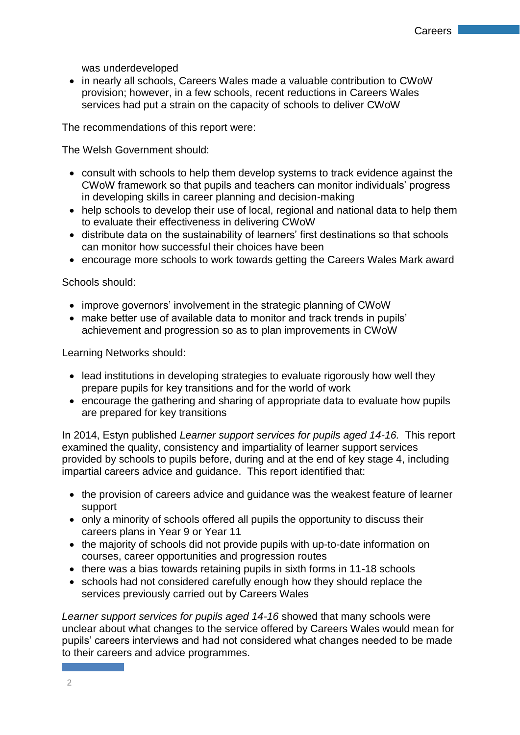was underdeveloped

- in nearly all schools, Careers Wales made a valuable contribution to CWoW provision; however, in a few schools, recent reductions in Careers Wales services had put a strain on the capacity of schools to deliver CWoW

The recommendations of this report were:

The Welsh Government should:

- consult with schools to help them develop systems to track evidence against the CWoW framework so that pupils and teachers can monitor individuals' progress in developing skills in career planning and decision-making
- help schools to develop their use of local, regional and national data to help them to evaluate their effectiveness in delivering CWoW
- distribute data on the sustainability of learners' first destinations so that schools can monitor how successful their choices have been
- encourage more schools to work towards getting the Careers Wales Mark award

Schools should:

- improve governors' involvement in the strategic planning of CWoW
- make better use of available data to monitor and track trends in pupils' achievement and progression so as to plan improvements in CWoW

Learning Networks should:

- lead institutions in developing strategies to evaluate rigorously how well they prepare pupils for key transitions and for the world of work
- encourage the gathering and sharing of appropriate data to evaluate how pupils are prepared for key transitions

In 2014, Estyn published *Learner support services for pupils aged 14-16.* This report examined the quality, consistency and impartiality of learner support services provided by schools to pupils before, during and at the end of key stage 4, including impartial careers advice and guidance. This report identified that:

- the provision of careers advice and guidance was the weakest feature of learner support
- only a minority of schools offered all pupils the opportunity to discuss their careers plans in Year 9 or Year 11
- the majority of schools did not provide pupils with up-to-date information on courses, career opportunities and progression routes
- there was a bias towards retaining pupils in sixth forms in 11-18 schools
- schools had not considered carefully enough how they should replace the services previously carried out by Careers Wales

*Learner support services for pupils aged 14-16* showed that many schools were unclear about what changes to the service offered by Careers Wales would mean for pupils' careers interviews and had not considered what changes needed to be made to their careers and advice programmes.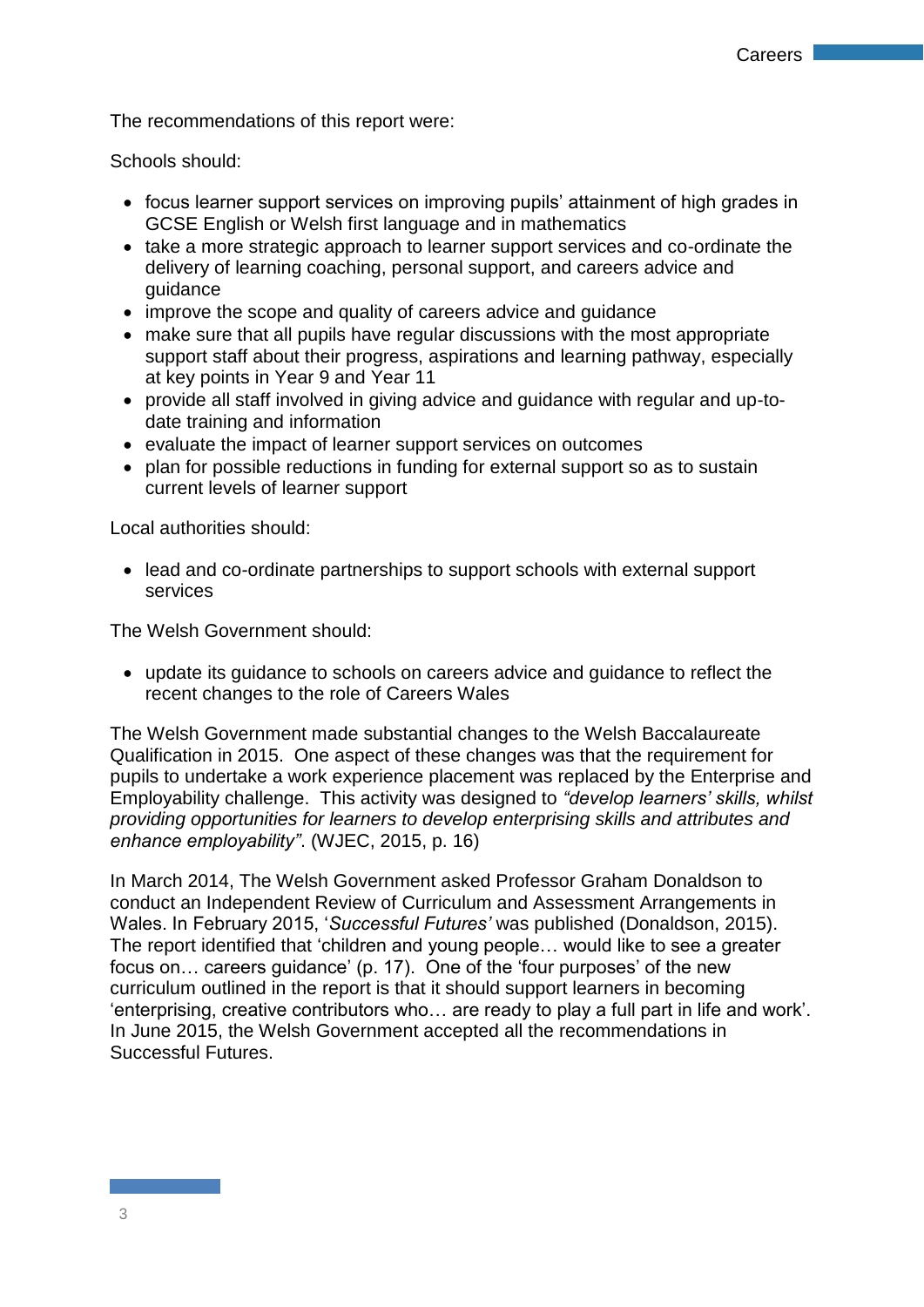The recommendations of this report were:

Schools should:

- focus learner support services on improving pupils' attainment of high grades in GCSE English or Welsh first language and in mathematics
- take a more strategic approach to learner support services and co-ordinate the delivery of learning coaching, personal support, and careers advice and guidance
- improve the scope and quality of careers advice and guidance
- make sure that all pupils have regular discussions with the most appropriate support staff about their progress, aspirations and learning pathway, especially at key points in Year 9 and Year 11
- provide all staff involved in giving advice and guidance with regular and up-to-date training and information
- evaluate the impact of learner support services on outcomes
- plan for possible reductions in funding for external support so as to sustain current levels of learner support

Local authorities should:

- lead and co-ordinate partnerships to support schools with external support services

The Welsh Government should:

- update its guidance to schools on careers advice and guidance to reflect the recent changes to the role of Careers Wales

The Welsh Government made substantial changes to the Welsh Baccalaureate Qualification in 2015. One aspect of these changes was that the requirement for pupils to undertake a work experience placement was replaced by the Enterprise and Employability challenge. This activity was designed to *"develop learners' skills, whilst providing opportunities for learners to develop enterprising skills and attributes and enhance employability"*. (WJEC, 2015, p. 16)

In March 2014, The Welsh Government asked Professor Graham Donaldson to conduct an Independent Review of Curriculum and Assessment Arrangements in Wales. In February 2015, '*Successful Futures'* was published (Donaldson, 2015). The report identified that 'children and young people… would like to see a greater focus on… careers guidance' (p. 17). One of the 'four purposes' of the new curriculum outlined in the report is that it should support learners in becoming 'enterprising, creative contributors who… are ready to play a full part in life and work'. In June 2015, the Welsh Government accepted all the recommendations in Successful Futures.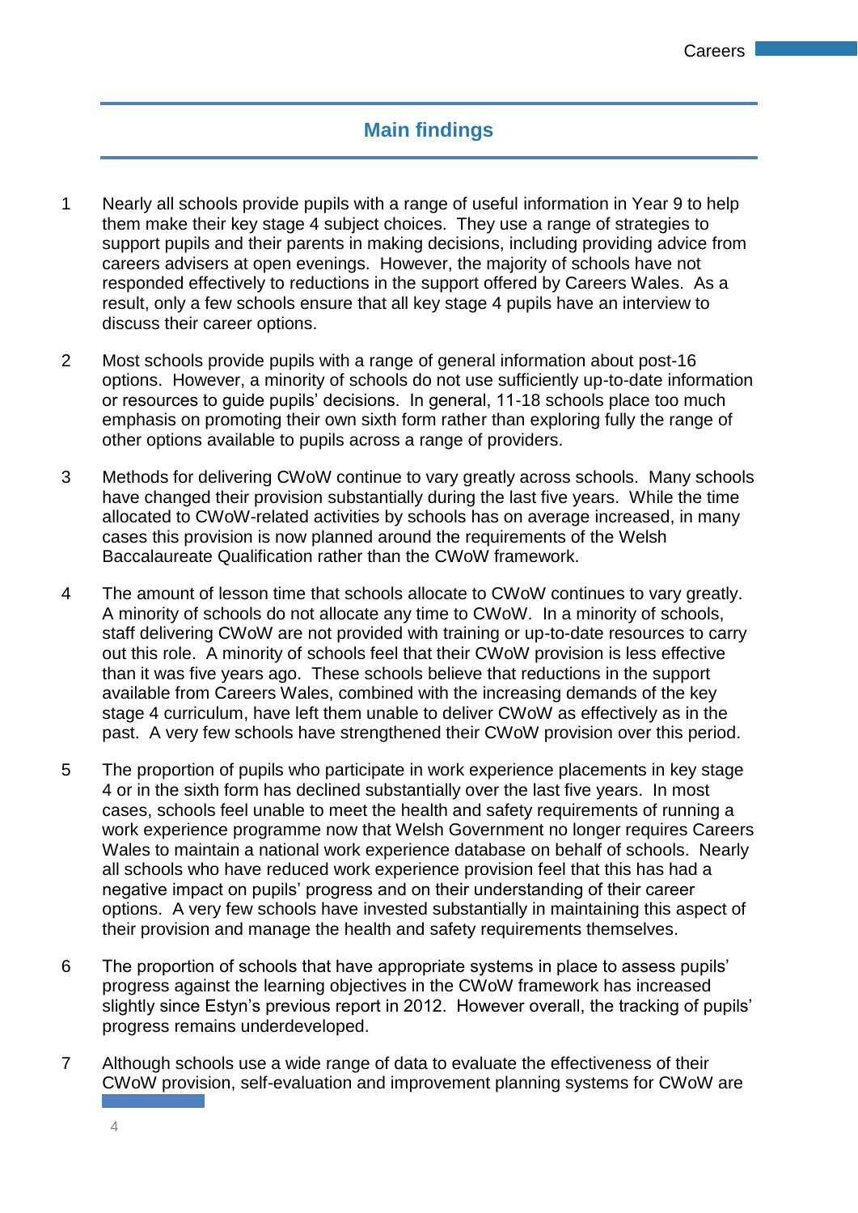## Main findings

1. Nearly all schools provide pupils with a range of useful information in Year 9 to help them make their key stage 4 subject choices. They use a range of strategies to support pupils and their parents in making decisions, including providing advice from careers advisers at open evenings. However, the majority of schools have not responded effectively to reductions in the support offered by Careers Wales. As a result, only a few schools ensure that all key stage 4 pupils have an interview to discuss their career options.

2. Most schools provide pupils with a range of general information about post-16 options. However, a minority of schools do not use sufficiently up-to-date information or resources to guide pupils' decisions. In general, 11-18 schools place too much emphasis on promoting their own sixth form rather than exploring fully the range of other options available to pupils across a range of providers.

3. Methods for delivering CWoW continue to vary greatly across schools. Many schools have changed their provision substantially during the last five years. While the time allocated to CWoW-related activities by schools has on average increased, in many cases this provision is now planned around the requirements of the Welsh Baccalaureate Qualification rather than the CWoW framework.

4. The amount of lesson time that schools allocate to CWoW continues to vary greatly. A minority of schools do not allocate any time to CWoW. In a minority of schools, staff delivering CWoW are not provided with training or up-to-date resources to carry out this role. A minority of schools feel that their CWoW provision is less effective than it was five years ago. These schools believe that reductions in the support available from Careers Wales, combined with the increasing demands of the key stage 4 curriculum, have left them unable to deliver CWoW as effectively as in the past. A very few schools have strengthened their CWoW provision over this period.

5. The proportion of pupils who participate in work experience placements in key stage 4 or in the sixth form has declined substantially over the last five years. In most cases, schools feel unable to meet the health and safety requirements of running a work experience programme now that Welsh Government no longer requires Careers Wales to maintain a national work experience database on behalf of schools. Nearly all schools who have reduced work experience provision feel that this has had a negative impact on pupils' progress and on their understanding of their career options. A very few schools have invested substantially in maintaining this aspect of their provision and manage the health and safety requirements themselves.

6. The proportion of schools that have appropriate systems in place to assess pupils' progress against the learning objectives in the CWoW framework has increased slightly since Estyn's previous report in 2012. However overall, the tracking of pupils' progress remains underdeveloped.

7. Although schools use a wide range of data to evaluate the effectiveness of their CWoW provision, self-evaluation and improvement planning systems for CWoW are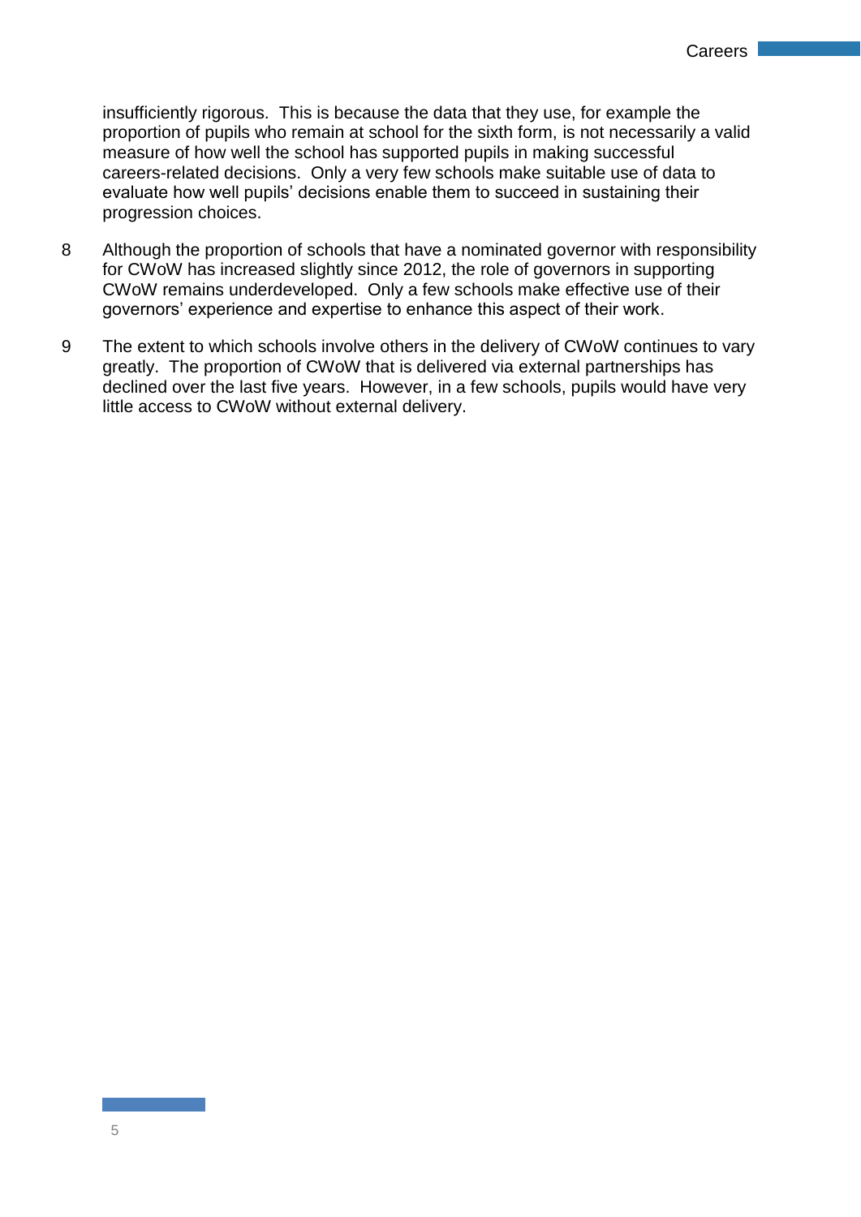insufficiently rigorous. This is because the data that they use, for example the proportion of pupils who remain at school for the sixth form, is not necessarily a valid measure of how well the school has supported pupils in making successful careers-related decisions. Only a very few schools make suitable use of data to evaluate how well pupils' decisions enable them to succeed in sustaining their progression choices.

8 Although the proportion of schools that have a nominated governor with responsibility for CWoW has increased slightly since 2012, the role of governors in supporting CWoW remains underdeveloped. Only a few schools make effective use of their governors' experience and expertise to enhance this aspect of their work.

9 The extent to which schools involve others in the delivery of CWoW continues to vary greatly. The proportion of CWoW that is delivered via external partnerships has declined over the last five years. However, in a few schools, pupils would have very little access to CWoW without external delivery.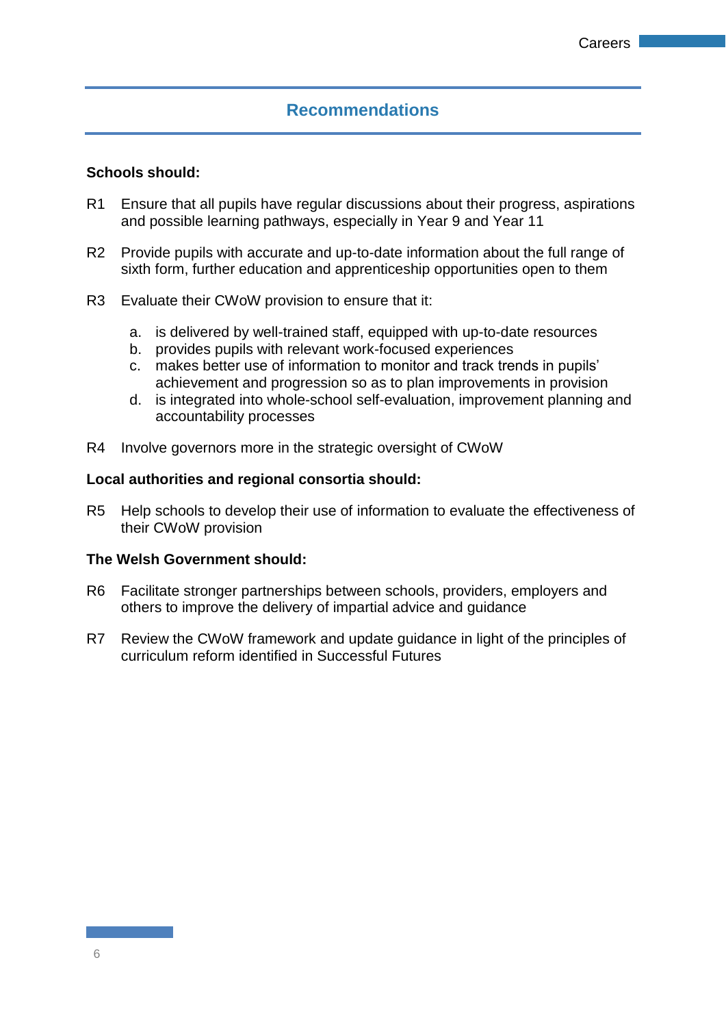## Recommendations

**Schools should:**

R1 Ensure that all pupils have regular discussions about their progress, aspirations and possible learning pathways, especially in Year 9 and Year 11

R2 Provide pupils with accurate and up-to-date information about the full range of sixth form, further education and apprenticeship opportunities open to them

R3 Evaluate their CWoW provision to ensure that it:

a. is delivered by well-trained staff, equipped with up-to-date resources
b. provides pupils with relevant work-focused experiences
c. makes better use of information to monitor and track trends in pupils' achievement and progression so as to plan improvements in provision
d. is integrated into whole-school self-evaluation, improvement planning and accountability processes

R4 Involve governors more in the strategic oversight of CWoW

**Local authorities and regional consortia should:**

R5 Help schools to develop their use of information to evaluate the effectiveness of their CWoW provision

**The Welsh Government should:**

R6 Facilitate stronger partnerships between schools, providers, employers and others to improve the delivery of impartial advice and guidance

R7 Review the CWoW framework and update guidance in light of the principles of curriculum reform identified in Successful Futures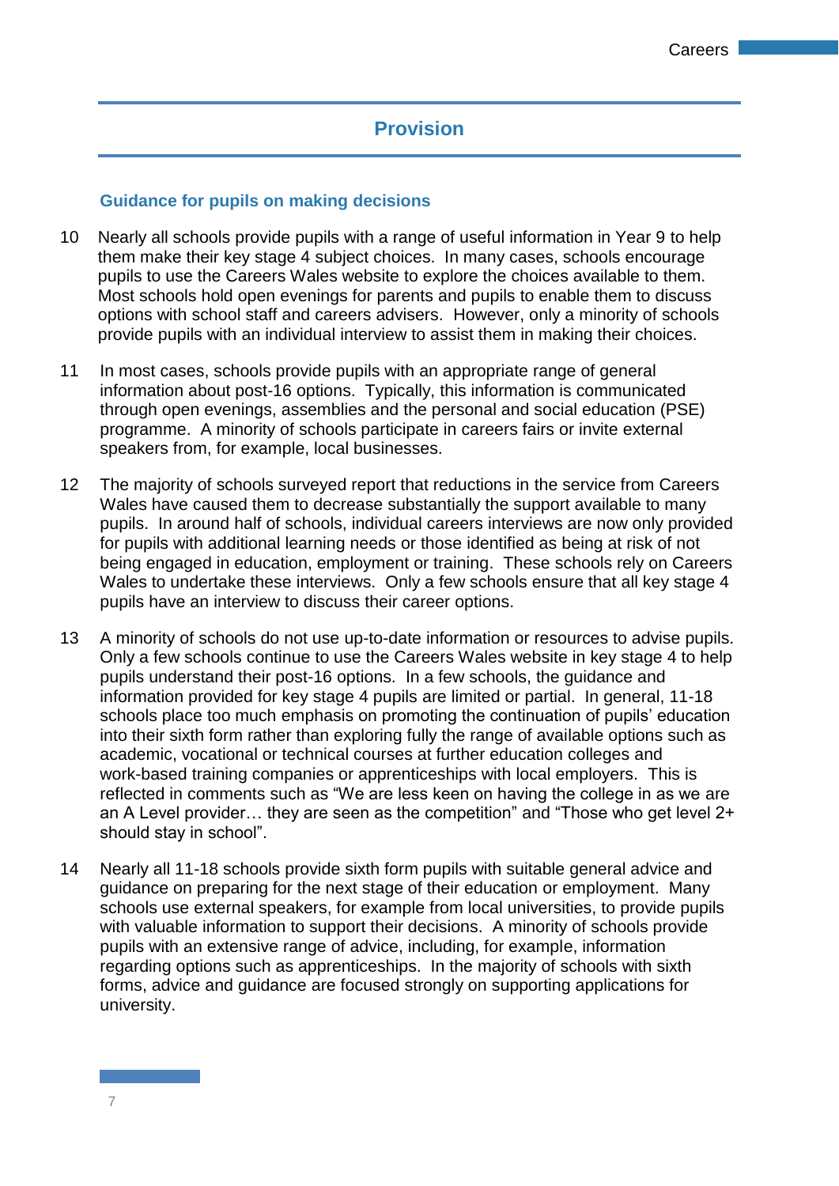## Provision

### Guidance for pupils on making decisions

10 Nearly all schools provide pupils with a range of useful information in Year 9 to help them make their key stage 4 subject choices. In many cases, schools encourage pupils to use the Careers Wales website to explore the choices available to them. Most schools hold open evenings for parents and pupils to enable them to discuss options with school staff and careers advisers. However, only a minority of schools provide pupils with an individual interview to assist them in making their choices.

11 In most cases, schools provide pupils with an appropriate range of general information about post-16 options. Typically, this information is communicated through open evenings, assemblies and the personal and social education (PSE) programme. A minority of schools participate in careers fairs or invite external speakers from, for example, local businesses.

12 The majority of schools surveyed report that reductions in the service from Careers Wales have caused them to decrease substantially the support available to many pupils. In around half of schools, individual careers interviews are now only provided for pupils with additional learning needs or those identified as being at risk of not being engaged in education, employment or training. These schools rely on Careers Wales to undertake these interviews. Only a few schools ensure that all key stage 4 pupils have an interview to discuss their career options.

13 A minority of schools do not use up-to-date information or resources to advise pupils. Only a few schools continue to use the Careers Wales website in key stage 4 to help pupils understand their post-16 options. In a few schools, the guidance and information provided for key stage 4 pupils are limited or partial. In general, 11-18 schools place too much emphasis on promoting the continuation of pupils' education into their sixth form rather than exploring fully the range of available options such as academic, vocational or technical courses at further education colleges and work-based training companies or apprenticeships with local employers. This is reflected in comments such as "We are less keen on having the college in as we are an A Level provider… they are seen as the competition" and "Those who get level 2+ should stay in school".

14 Nearly all 11-18 schools provide sixth form pupils with suitable general advice and guidance on preparing for the next stage of their education or employment. Many schools use external speakers, for example from local universities, to provide pupils with valuable information to support their decisions. A minority of schools provide pupils with an extensive range of advice, including, for example, information regarding options such as apprenticeships. In the majority of schools with sixth forms, advice and guidance are focused strongly on supporting applications for university.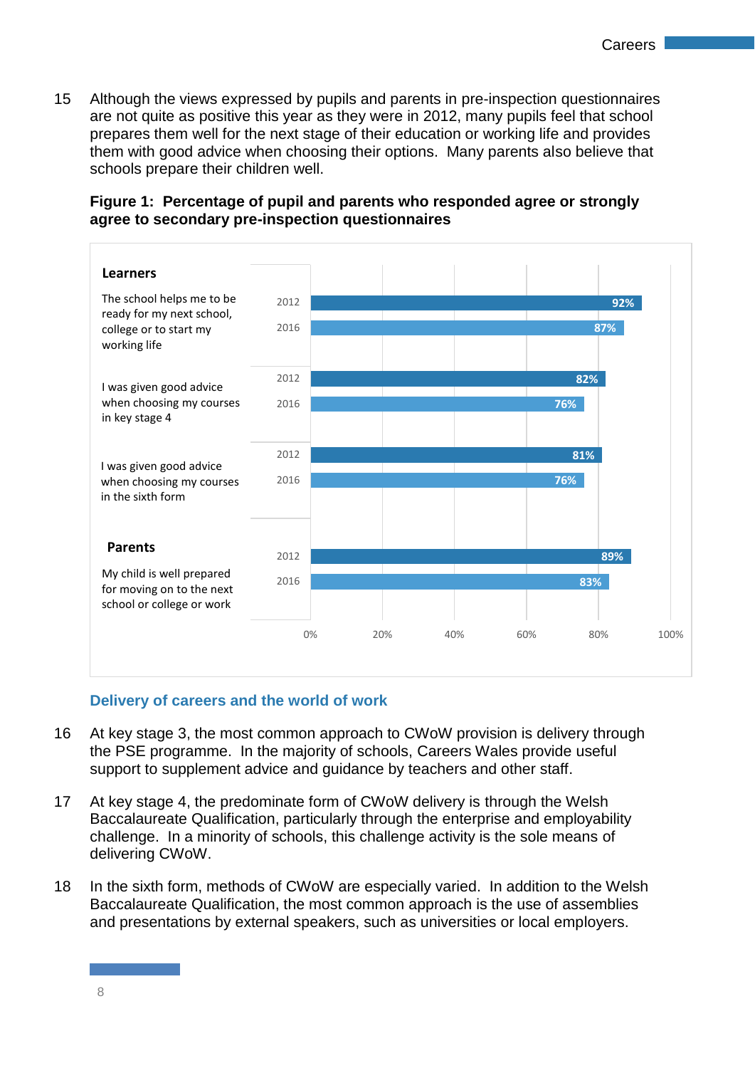15 Although the views expressed by pupils and parents in pre-inspection questionnaires are not quite as positive this year as they were in 2012, many pupils feel that school prepares them well for the next stage of their education or working life and provides them with good advice when choosing their options. Many parents also believe that schools prepare their children well.

**Figure 1: Percentage of pupil and parents who responded agree or strongly agree to secondary pre-inspection questionnaires**

| | Statement | 2012 | 2016 |
|---|---|---|---|
| Learners | The school helps me to be ready for my next school, college or to start my working life | 92% | 87% |
| | I was given good advice when choosing my courses in key stage 4 | 82% | 76% |
| | I was given good advice when choosing my courses in the sixth form | 81% | 76% |
| Parents | My child is well prepared for moving on to the next school or college or work | 89% | 83% |

## Delivery of careers and the world of work

16 At key stage 3, the most common approach to CWoW provision is delivery through the PSE programme. In the majority of schools, Careers Wales provide useful support to supplement advice and guidance by teachers and other staff.

17 At key stage 4, the predominate form of CWoW delivery is through the Welsh Baccalaureate Qualification, particularly through the enterprise and employability challenge. In a minority of schools, this challenge activity is the sole means of delivering CWoW.

18 In the sixth form, methods of CWoW are especially varied. In addition to the Welsh Baccalaureate Qualification, the most common approach is the use of assemblies and presentations by external speakers, such as universities or local employers.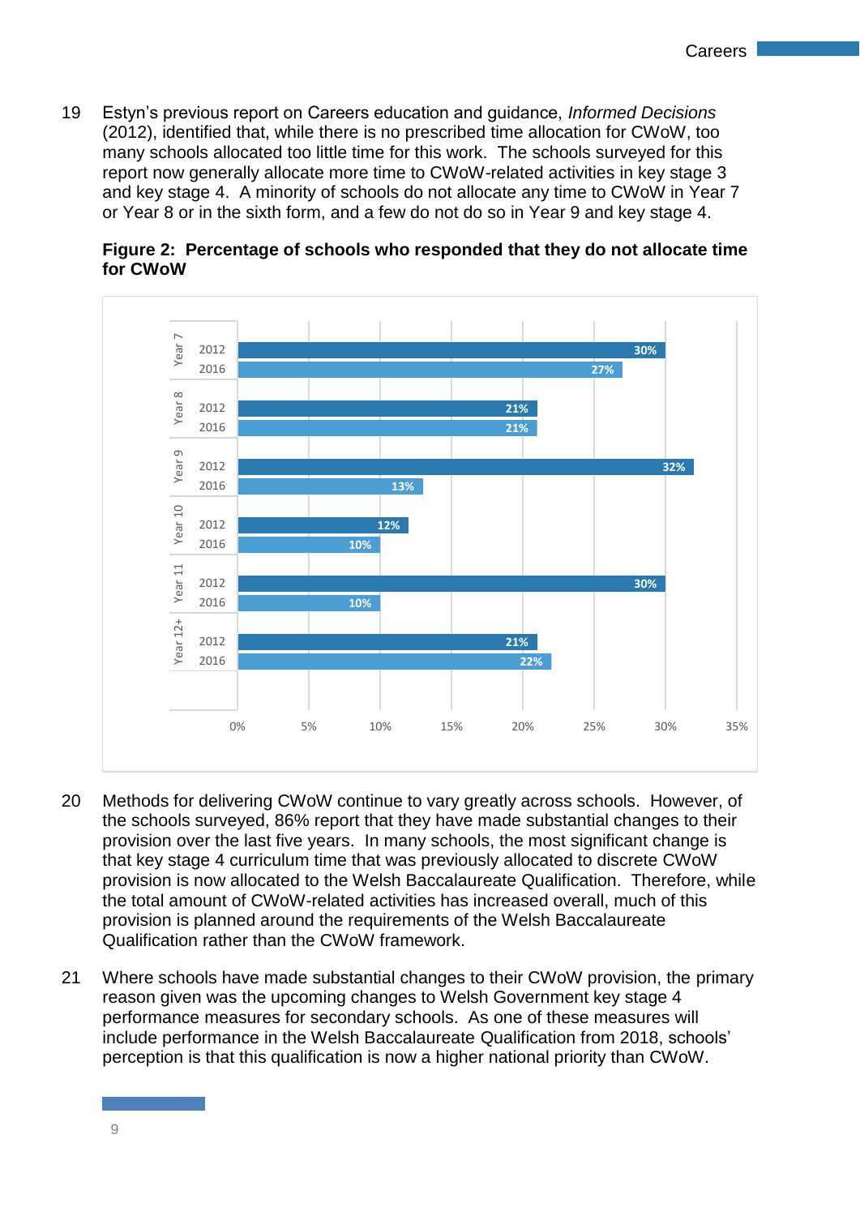19 Estyn's previous report on Careers education and guidance, *Informed Decisions* (2012), identified that, while there is no prescribed time allocation for CWoW, too many schools allocated too little time for this work. The schools surveyed for this report now generally allocate more time to CWoW-related activities in key stage 3 and key stage 4. A minority of schools do not allocate any time to CWoW in Year 7 or Year 8 or in the sixth form, and a few do not do so in Year 9 and key stage 4.

**Figure 2: Percentage of schools who responded that they do not allocate time for CWoW**

| Year group | 2012 | 2016 |
| --- | --- | --- |
| Year 7 | 30% | 27% |
| Year 8 | 21% | 21% |
| Year 9 | 32% | 13% |
| Year 10 | 12% | 10% |
| Year 11 | 30% | 10% |
| Year 12+ | 21% | 22% |

20 Methods for delivering CWoW continue to vary greatly across schools. However, of the schools surveyed, 86% report that they have made substantial changes to their provision over the last five years. In many schools, the most significant change is that key stage 4 curriculum time that was previously allocated to discrete CWoW provision is now allocated to the Welsh Baccalaureate Qualification. Therefore, while the total amount of CWoW-related activities has increased overall, much of this provision is planned around the requirements of the Welsh Baccalaureate Qualification rather than the CWoW framework.

21 Where schools have made substantial changes to their CWoW provision, the primary reason given was the upcoming changes to Welsh Government key stage 4 performance measures for secondary schools. As one of these measures will include performance in the Welsh Baccalaureate Qualification from 2018, schools' perception is that this qualification is now a higher national priority than CWoW.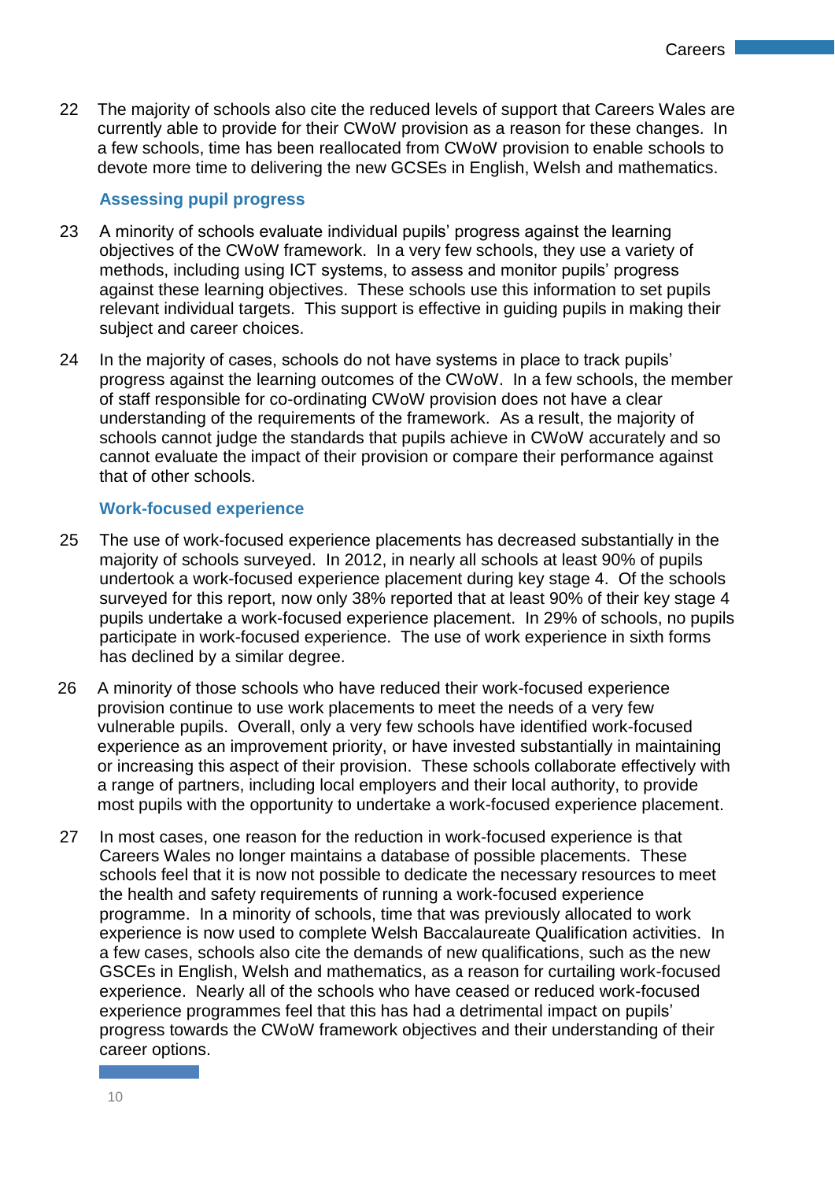22 The majority of schools also cite the reduced levels of support that Careers Wales are currently able to provide for their CWoW provision as a reason for these changes. In a few schools, time has been reallocated from CWoW provision to enable schools to devote more time to delivering the new GCSEs in English, Welsh and mathematics.

### Assessing pupil progress

23 A minority of schools evaluate individual pupils' progress against the learning objectives of the CWoW framework. In a very few schools, they use a variety of methods, including using ICT systems, to assess and monitor pupils' progress against these learning objectives. These schools use this information to set pupils relevant individual targets. This support is effective in guiding pupils in making their subject and career choices.

24 In the majority of cases, schools do not have systems in place to track pupils' progress against the learning outcomes of the CWoW. In a few schools, the member of staff responsible for co-ordinating CWoW provision does not have a clear understanding of the requirements of the framework. As a result, the majority of schools cannot judge the standards that pupils achieve in CWoW accurately and so cannot evaluate the impact of their provision or compare their performance against that of other schools.

### Work-focused experience

25 The use of work-focused experience placements has decreased substantially in the majority of schools surveyed. In 2012, in nearly all schools at least 90% of pupils undertook a work-focused experience placement during key stage 4. Of the schools surveyed for this report, now only 38% reported that at least 90% of their key stage 4 pupils undertake a work-focused experience placement. In 29% of schools, no pupils participate in work-focused experience. The use of work experience in sixth forms has declined by a similar degree.

26 A minority of those schools who have reduced their work-focused experience provision continue to use work placements to meet the needs of a very few vulnerable pupils. Overall, only a very few schools have identified work-focused experience as an improvement priority, or have invested substantially in maintaining or increasing this aspect of their provision. These schools collaborate effectively with a range of partners, including local employers and their local authority, to provide most pupils with the opportunity to undertake a work-focused experience placement.

27 In most cases, one reason for the reduction in work-focused experience is that Careers Wales no longer maintains a database of possible placements. These schools feel that it is now not possible to dedicate the necessary resources to meet the health and safety requirements of running a work-focused experience programme. In a minority of schools, time that was previously allocated to work experience is now used to complete Welsh Baccalaureate Qualification activities. In a few cases, schools also cite the demands of new qualifications, such as the new GSCEs in English, Welsh and mathematics, as a reason for curtailing work-focused experience. Nearly all of the schools who have ceased or reduced work-focused experience programmes feel that this has had a detrimental impact on pupils' progress towards the CWoW framework objectives and their understanding of their career options.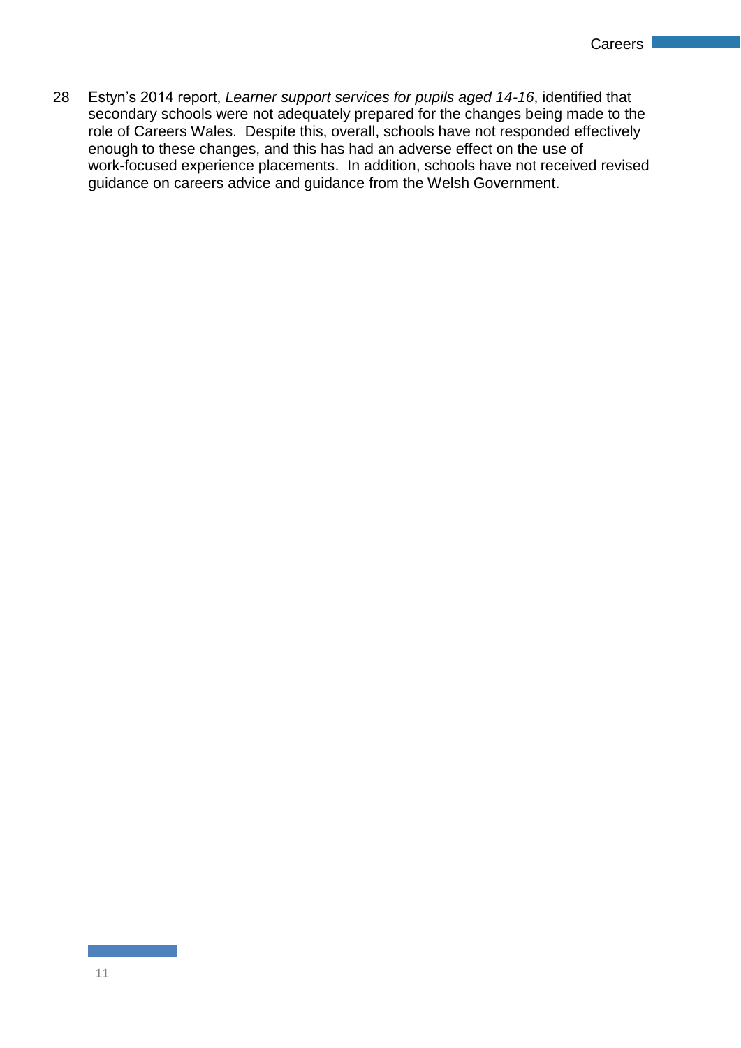28 Estyn's 2014 report, *Learner support services for pupils aged 14-16*, identified that secondary schools were not adequately prepared for the changes being made to the role of Careers Wales. Despite this, overall, schools have not responded effectively enough to these changes, and this has had an adverse effect on the use of work-focused experience placements. In addition, schools have not received revised guidance on careers advice and guidance from the Welsh Government.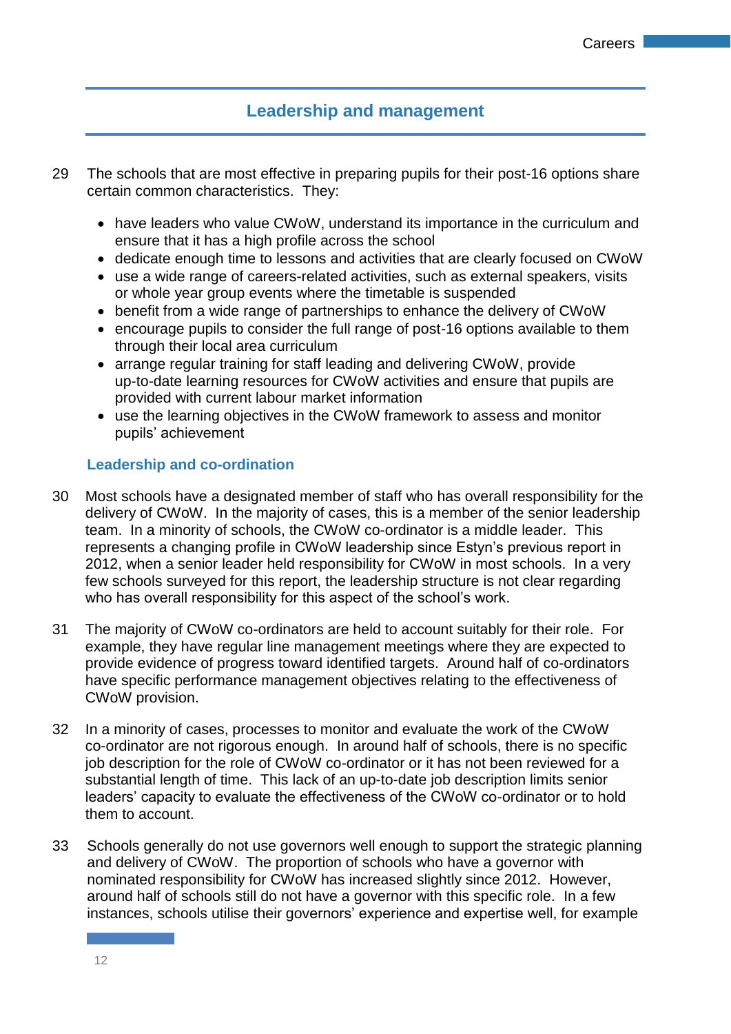## Leadership and management

29 The schools that are most effective in preparing pupils for their post-16 options share certain common characteristics. They:

- have leaders who value CWoW, understand its importance in the curriculum and ensure that it has a high profile across the school
- dedicate enough time to lessons and activities that are clearly focused on CWoW
- use a wide range of careers-related activities, such as external speakers, visits or whole year group events where the timetable is suspended
- benefit from a wide range of partnerships to enhance the delivery of CWoW
- encourage pupils to consider the full range of post-16 options available to them through their local area curriculum
- arrange regular training for staff leading and delivering CWoW, provide up-to-date learning resources for CWoW activities and ensure that pupils are provided with current labour market information
- use the learning objectives in the CWoW framework to assess and monitor pupils' achievement

### Leadership and co-ordination

30 Most schools have a designated member of staff who has overall responsibility for the delivery of CWoW. In the majority of cases, this is a member of the senior leadership team. In a minority of schools, the CWoW co-ordinator is a middle leader. This represents a changing profile in CWoW leadership since Estyn's previous report in 2012, when a senior leader held responsibility for CWoW in most schools. In a very few schools surveyed for this report, the leadership structure is not clear regarding who has overall responsibility for this aspect of the school's work.

31 The majority of CWoW co-ordinators are held to account suitably for their role. For example, they have regular line management meetings where they are expected to provide evidence of progress toward identified targets. Around half of co-ordinators have specific performance management objectives relating to the effectiveness of CWoW provision.

32 In a minority of cases, processes to monitor and evaluate the work of the CWoW co-ordinator are not rigorous enough. In around half of schools, there is no specific job description for the role of CWoW co-ordinator or it has not been reviewed for a substantial length of time. This lack of an up-to-date job description limits senior leaders' capacity to evaluate the effectiveness of the CWoW co-ordinator or to hold them to account.

33 Schools generally do not use governors well enough to support the strategic planning and delivery of CWoW. The proportion of schools who have a governor with nominated responsibility for CWoW has increased slightly since 2012. However, around half of schools still do not have a governor with this specific role. In a few instances, schools utilise their governors' experience and expertise well, for example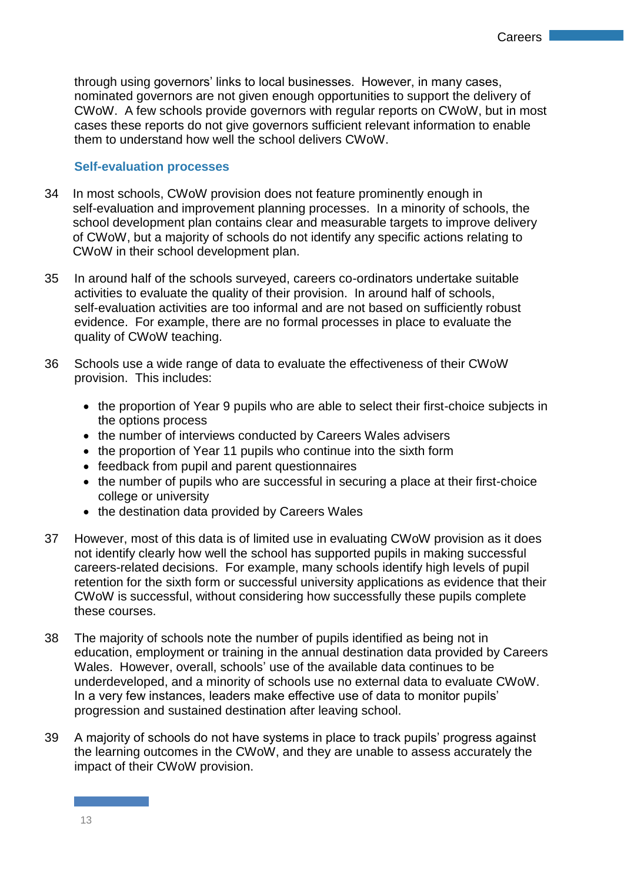through using governors' links to local businesses. However, in many cases, nominated governors are not given enough opportunities to support the delivery of CWoW. A few schools provide governors with regular reports on CWoW, but in most cases these reports do not give governors sufficient relevant information to enable them to understand how well the school delivers CWoW.

### Self-evaluation processes

34 In most schools, CWoW provision does not feature prominently enough in self-evaluation and improvement planning processes. In a minority of schools, the school development plan contains clear and measurable targets to improve delivery of CWoW, but a majority of schools do not identify any specific actions relating to CWoW in their school development plan.

35 In around half of the schools surveyed, careers co-ordinators undertake suitable activities to evaluate the quality of their provision. In around half of schools, self-evaluation activities are too informal and are not based on sufficiently robust evidence. For example, there are no formal processes in place to evaluate the quality of CWoW teaching.

36 Schools use a wide range of data to evaluate the effectiveness of their CWoW provision. This includes:

- the proportion of Year 9 pupils who are able to select their first-choice subjects in the options process
- the number of interviews conducted by Careers Wales advisers
- the proportion of Year 11 pupils who continue into the sixth form
- feedback from pupil and parent questionnaires
- the number of pupils who are successful in securing a place at their first-choice college or university
- the destination data provided by Careers Wales

37 However, most of this data is of limited use in evaluating CWoW provision as it does not identify clearly how well the school has supported pupils in making successful careers-related decisions. For example, many schools identify high levels of pupil retention for the sixth form or successful university applications as evidence that their CWoW is successful, without considering how successfully these pupils complete these courses.

38 The majority of schools note the number of pupils identified as being not in education, employment or training in the annual destination data provided by Careers Wales. However, overall, schools' use of the available data continues to be underdeveloped, and a minority of schools use no external data to evaluate CWoW. In a very few instances, leaders make effective use of data to monitor pupils' progression and sustained destination after leaving school.

39 A majority of schools do not have systems in place to track pupils' progress against the learning outcomes in the CWoW, and they are unable to assess accurately the impact of their CWoW provision.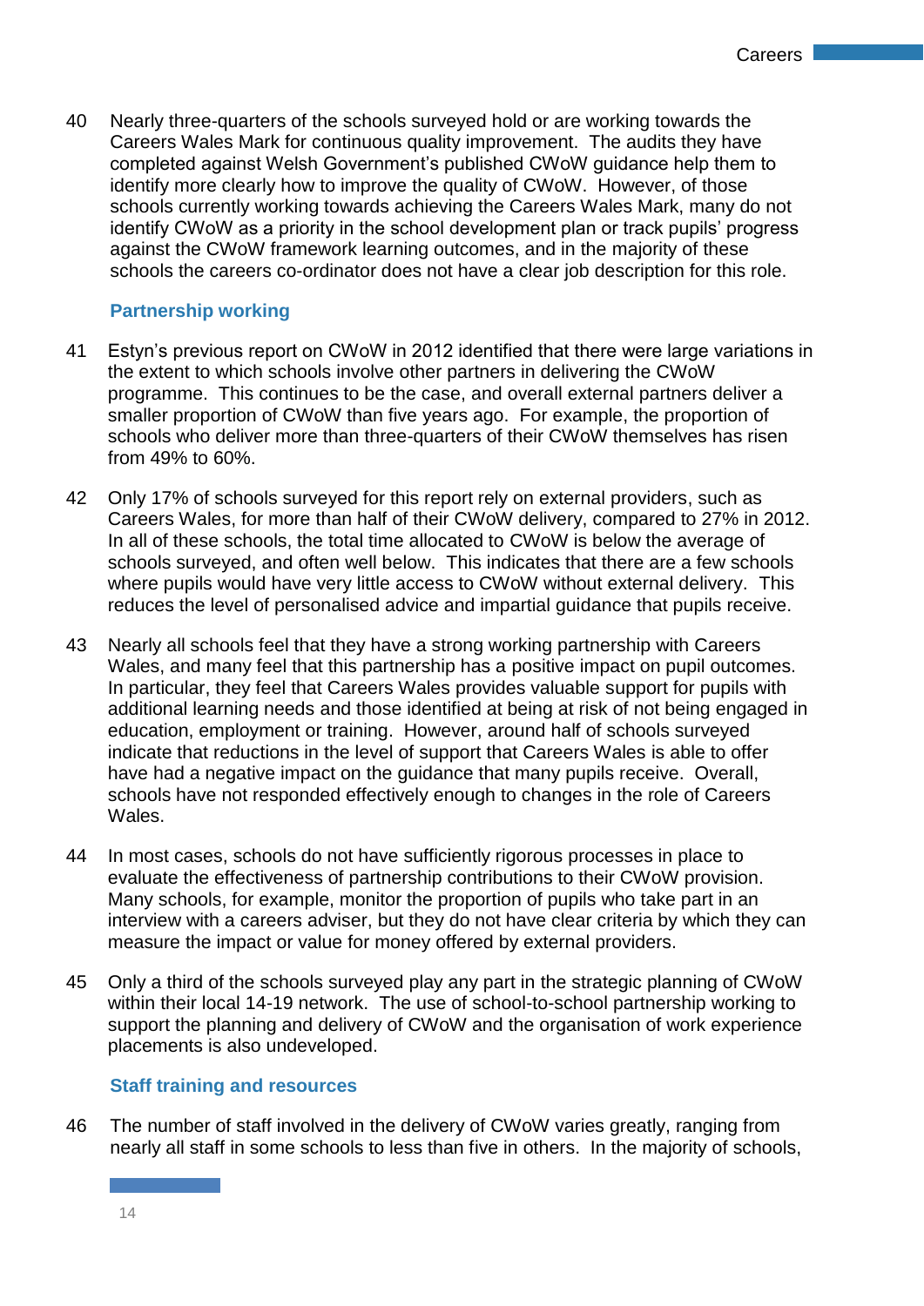40 Nearly three-quarters of the schools surveyed hold or are working towards the Careers Wales Mark for continuous quality improvement. The audits they have completed against Welsh Government's published CWoW guidance help them to identify more clearly how to improve the quality of CWoW. However, of those schools currently working towards achieving the Careers Wales Mark, many do not identify CWoW as a priority in the school development plan or track pupils' progress against the CWoW framework learning outcomes, and in the majority of these schools the careers co-ordinator does not have a clear job description for this role.

### Partnership working

41 Estyn's previous report on CWoW in 2012 identified that there were large variations in the extent to which schools involve other partners in delivering the CWoW programme. This continues to be the case, and overall external partners deliver a smaller proportion of CWoW than five years ago. For example, the proportion of schools who deliver more than three-quarters of their CWoW themselves has risen from 49% to 60%.

42 Only 17% of schools surveyed for this report rely on external providers, such as Careers Wales, for more than half of their CWoW delivery, compared to 27% in 2012. In all of these schools, the total time allocated to CWoW is below the average of schools surveyed, and often well below. This indicates that there are a few schools where pupils would have very little access to CWoW without external delivery. This reduces the level of personalised advice and impartial guidance that pupils receive.

43 Nearly all schools feel that they have a strong working partnership with Careers Wales, and many feel that this partnership has a positive impact on pupil outcomes. In particular, they feel that Careers Wales provides valuable support for pupils with additional learning needs and those identified at being at risk of not being engaged in education, employment or training. However, around half of schools surveyed indicate that reductions in the level of support that Careers Wales is able to offer have had a negative impact on the guidance that many pupils receive. Overall, schools have not responded effectively enough to changes in the role of Careers Wales.

44 In most cases, schools do not have sufficiently rigorous processes in place to evaluate the effectiveness of partnership contributions to their CWoW provision. Many schools, for example, monitor the proportion of pupils who take part in an interview with a careers adviser, but they do not have clear criteria by which they can measure the impact or value for money offered by external providers.

45 Only a third of the schools surveyed play any part in the strategic planning of CWoW within their local 14-19 network. The use of school-to-school partnership working to support the planning and delivery of CWoW and the organisation of work experience placements is also undeveloped.

### Staff training and resources

46 The number of staff involved in the delivery of CWoW varies greatly, ranging from nearly all staff in some schools to less than five in others. In the majority of schools,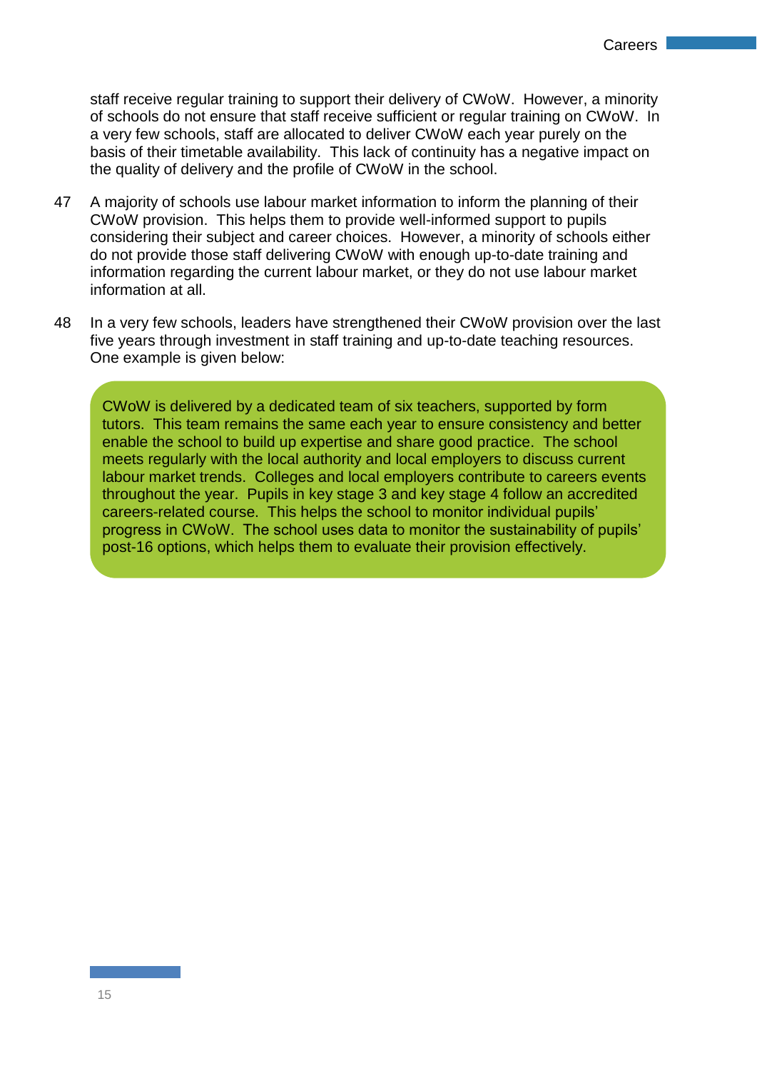staff receive regular training to support their delivery of CWoW. However, a minority of schools do not ensure that staff receive sufficient or regular training on CWoW. In a very few schools, staff are allocated to deliver CWoW each year purely on the basis of their timetable availability. This lack of continuity has a negative impact on the quality of delivery and the profile of CWoW in the school.

47 A majority of schools use labour market information to inform the planning of their CWoW provision. This helps them to provide well-informed support to pupils considering their subject and career choices. However, a minority of schools either do not provide those staff delivering CWoW with enough up-to-date training and information regarding the current labour market, or they do not use labour market information at all.

48 In a very few schools, leaders have strengthened their CWoW provision over the last five years through investment in staff training and up-to-date teaching resources. One example is given below:

> CWoW is delivered by a dedicated team of six teachers, supported by form tutors. This team remains the same each year to ensure consistency and better enable the school to build up expertise and share good practice. The school meets regularly with the local authority and local employers to discuss current labour market trends. Colleges and local employers contribute to careers events throughout the year. Pupils in key stage 3 and key stage 4 follow an accredited careers-related course. This helps the school to monitor individual pupils' progress in CWoW. The school uses data to monitor the sustainability of pupils' post-16 options, which helps them to evaluate their provision effectively.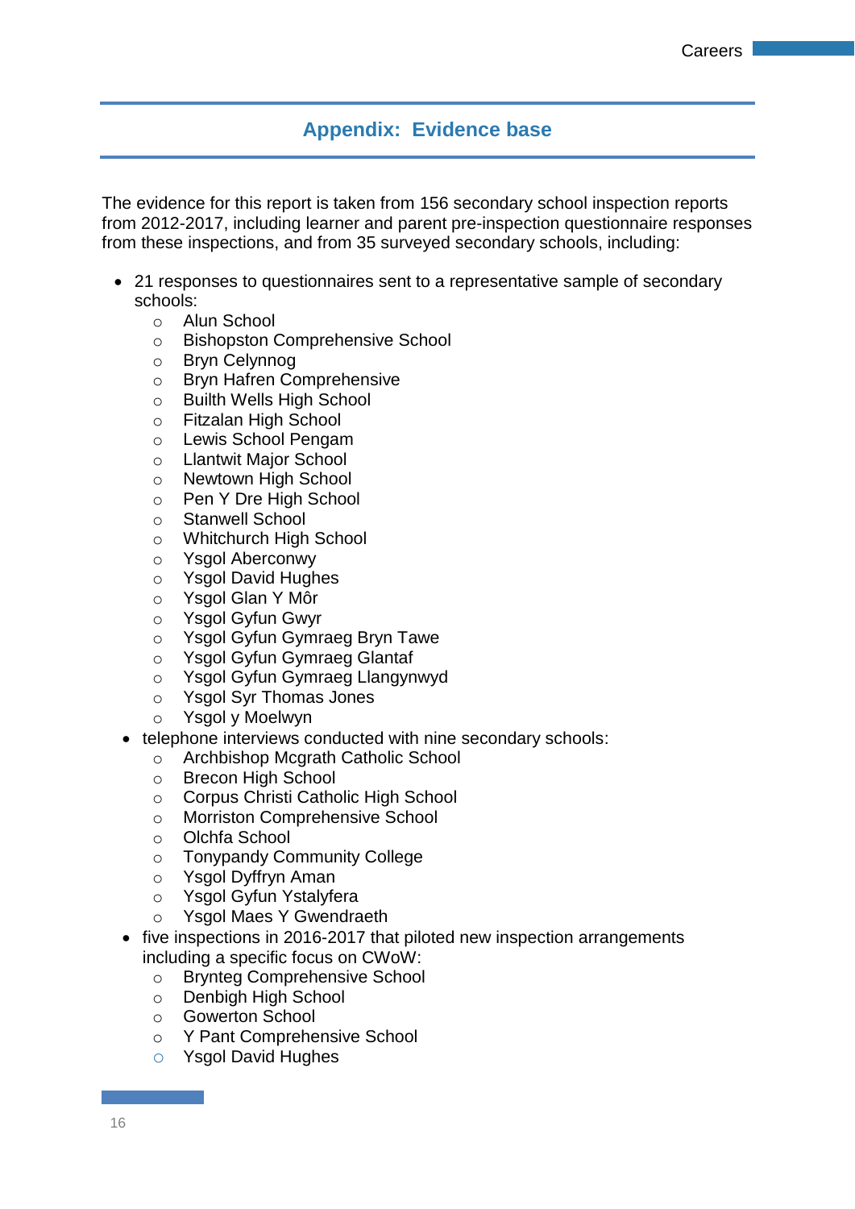## Appendix: Evidence base

The evidence for this report is taken from 156 secondary school inspection reports from 2012-2017, including learner and parent pre-inspection questionnaire responses from these inspections, and from 35 surveyed secondary schools, including:

- 21 responses to questionnaires sent to a representative sample of secondary schools:
  - Alun School
  - Bishopston Comprehensive School
  - Bryn Celynnog
  - Bryn Hafren Comprehensive
  - Builth Wells High School
  - Fitzalan High School
  - Lewis School Pengam
  - Llantwit Major School
  - Newtown High School
  - Pen Y Dre High School
  - Stanwell School
  - Whitchurch High School
  - Ysgol Aberconwy
  - Ysgol David Hughes
  - Ysgol Glan Y Môr
  - Ysgol Gyfun Gwyr
  - Ysgol Gyfun Gymraeg Bryn Tawe
  - Ysgol Gyfun Gymraeg Glantaf
  - Ysgol Gyfun Gymraeg Llangynwyd
  - Ysgol Syr Thomas Jones
  - Ysgol y Moelwyn
- telephone interviews conducted with nine secondary schools:
  - Archbishop Mcgrath Catholic School
  - Brecon High School
  - Corpus Christi Catholic High School
  - Morriston Comprehensive School
  - Olchfa School
  - Tonypandy Community College
  - Ysgol Dyffryn Aman
  - Ysgol Gyfun Ystalyfera
  - Ysgol Maes Y Gwendraeth
- five inspections in 2016-2017 that piloted new inspection arrangements including a specific focus on CWoW:
  - Brynteg Comprehensive School
  - Denbigh High School
  - Gowerton School
  - Y Pant Comprehensive School
  - Ysgol David Hughes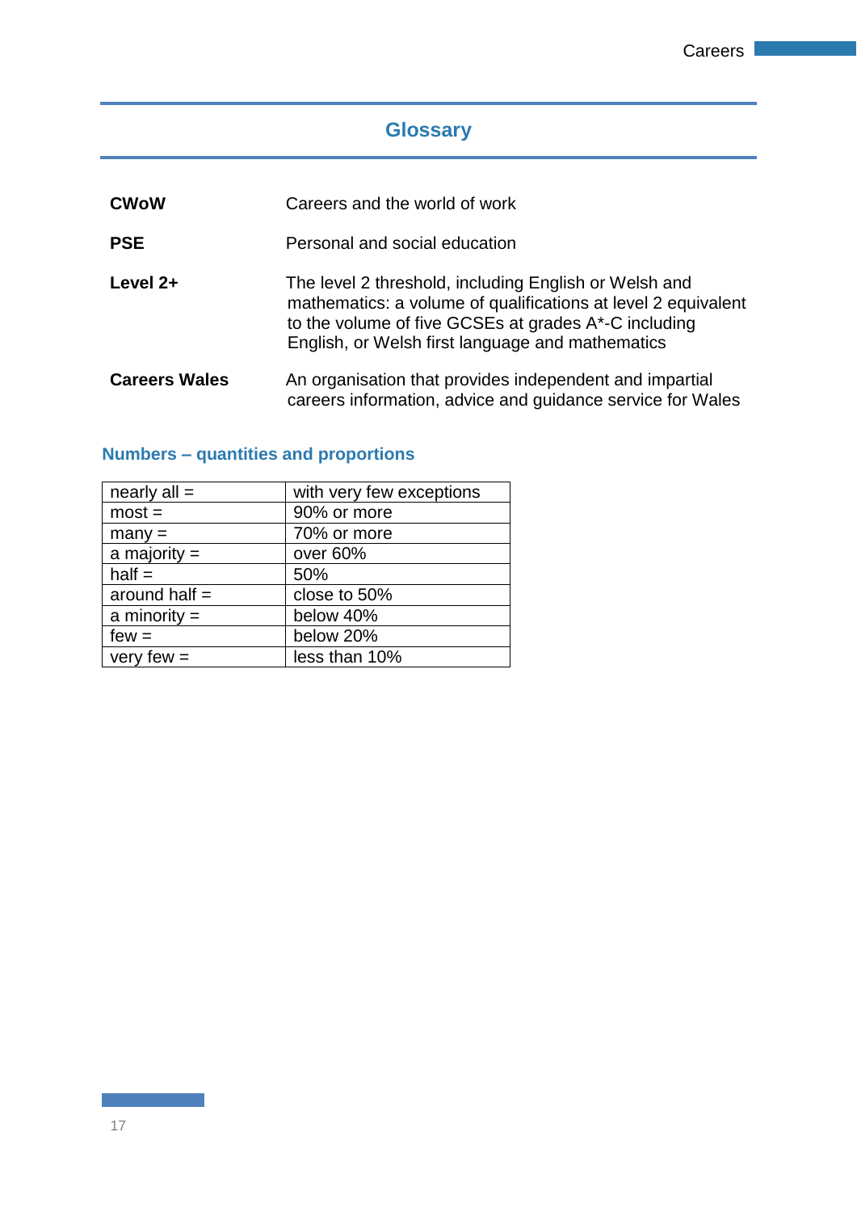## Glossary

| | |
|---|---|
| **CWoW** | Careers and the world of work |
| **PSE** | Personal and social education |
| **Level 2+** | The level 2 threshold, including English or Welsh and mathematics: a volume of qualifications at level 2 equivalent to the volume of five GCSEs at grades A*-C including English, or Welsh first language and mathematics |
| **Careers Wales** | An organisation that provides independent and impartial careers information, advice and guidance service for Wales |

### Numbers – quantities and proportions

| | |
|---|---|
| nearly all = | with very few exceptions |
| most = | 90% or more |
| many = | 70% or more |
| a majority = | over 60% |
| half = | 50% |
| around half = | close to 50% |
| a minority = | below 40% |
| few = | below 20% |
| very few = | less than 10% |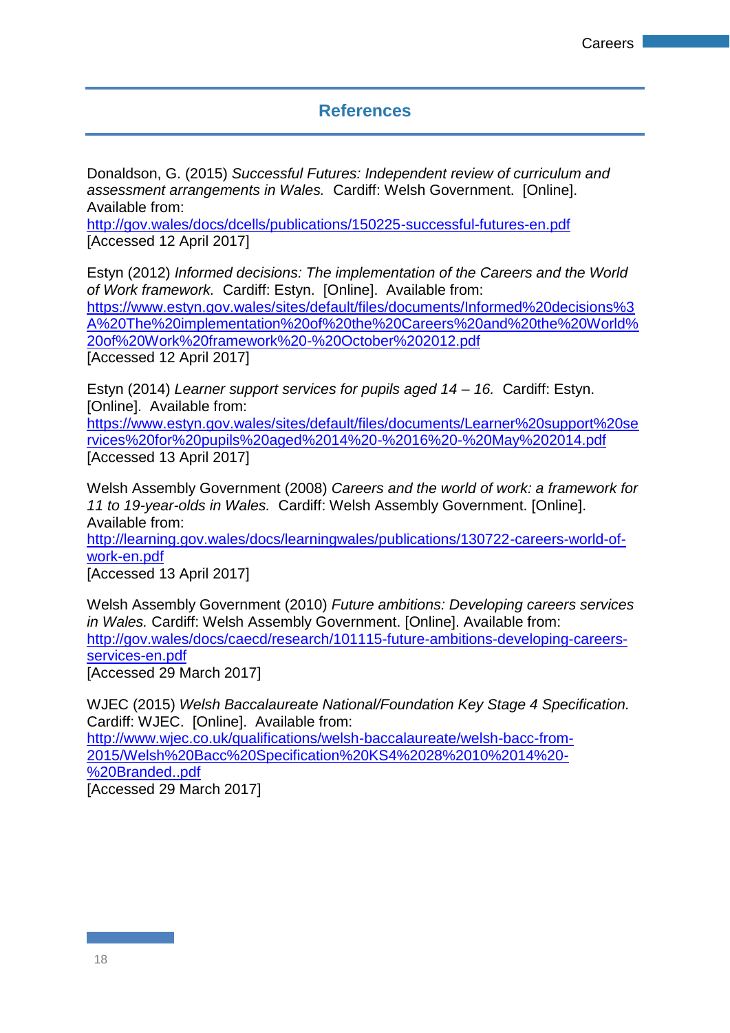## References

Donaldson, G. (2015) *Successful Futures: Independent review of curriculum and assessment arrangements in Wales.* Cardiff: Welsh Government. [Online]. Available from:
http://gov.wales/docs/dcells/publications/150225-successful-futures-en.pdf
[Accessed 12 April 2017]

Estyn (2012) *Informed decisions: The implementation of the Careers and the World of Work framework.* Cardiff: Estyn. [Online]. Available from:
https://www.estyn.gov.wales/sites/default/files/documents/Informed%20decisions%3A%20The%20implementation%20of%20the%20Careers%20and%20the%20World%20of%20Work%20framework%20-%20October%202012.pdf
[Accessed 12 April 2017]

Estyn (2014) *Learner support services for pupils aged 14 – 16.* Cardiff: Estyn. [Online]. Available from:
https://www.estyn.gov.wales/sites/default/files/documents/Learner%20support%20services%20for%20pupils%20aged%2014%20-%2016%20-%20May%202014.pdf
[Accessed 13 April 2017]

Welsh Assembly Government (2008) *Careers and the world of work: a framework for 11 to 19-year-olds in Wales.* Cardiff: Welsh Assembly Government. [Online]. Available from:
http://learning.gov.wales/docs/learningwales/publications/130722-careers-world-of-work-en.pdf
[Accessed 13 April 2017]

Welsh Assembly Government (2010) *Future ambitions: Developing careers services in Wales.* Cardiff: Welsh Assembly Government. [Online]. Available from:
http://gov.wales/docs/caecd/research/101115-future-ambitions-developing-careers-services-en.pdf
[Accessed 29 March 2017]

WJEC (2015) *Welsh Baccalaureate National/Foundation Key Stage 4 Specification.* Cardiff: WJEC. [Online]. Available from:
http://www.wjec.co.uk/qualifications/welsh-baccalaureate/welsh-bacc-from-2015/Welsh%20Bacc%20Specification%20KS4%2028%2010%2014%20-%20Branded..pdf
[Accessed 29 March 2017]